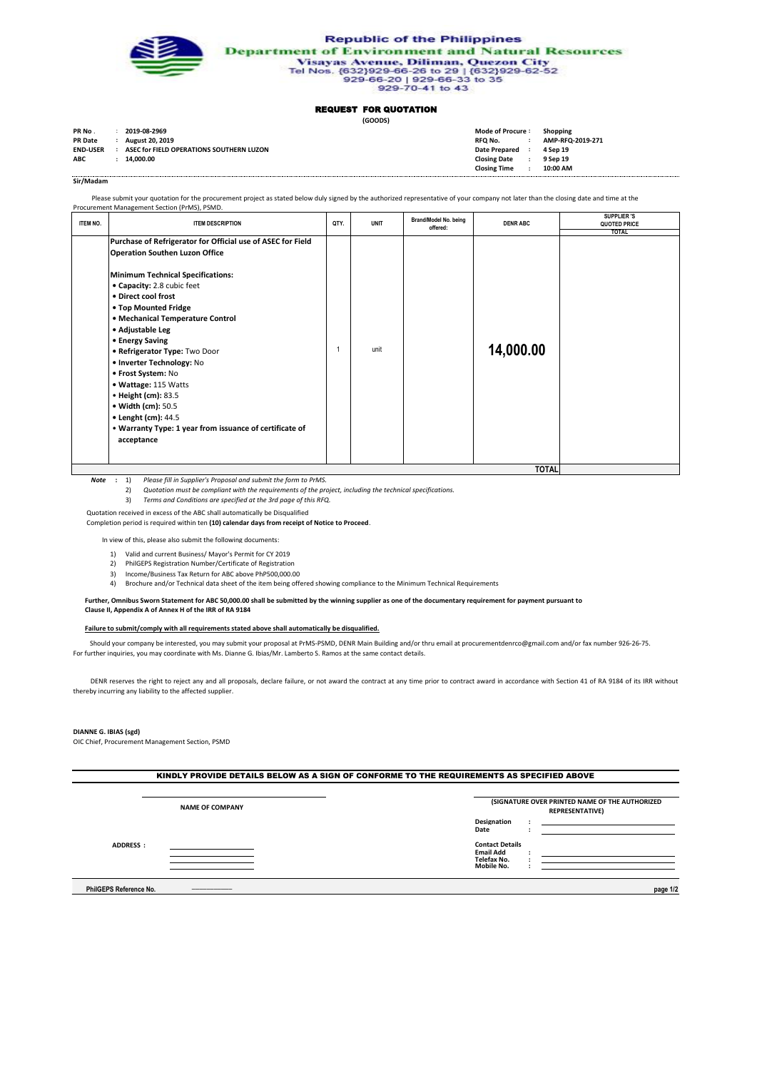Republic of the Philippines
Department of Environment and Natural Resources
Visayas Avenue, Diliman, Quezon City
Tel Nos. (632)929-66-26 to 29 | (632)929-62-52
929-66-20 | 929-66-33 to 35
929-70-41 to 43

# REQUEST FOR QUOTATION

(GOODS)

| | | | | |
|---|---|---|---|---|
| **PR No .** | : **2019-08-2969** | | **Mode of Procure :** | **Shopping** |
| **PR Date** | : **August 20, 2019** | | **RFQ No.** : | **AMP-RFQ-2019-271** |
| **END-USER** | : **ASEC for FIELD OPERATIONS SOUTHERN LUZON** | | **Date Prepared** : | **4 Sep 19** |
| **ABC** | : **14,000.00** | | **Closing Date** : | **9 Sep 19** |
| | | | **Closing Time** : | **10:00 AM** |

**Sir/Madam**

Please submit your quotation for the procurement project as stated below duly signed by the authorized representative of your company not later than the closing date and time at the Procurement Management Section (PrMS), PSMD.

| ITEM NO. | ITEM DESCRIPTION | QTY. | UNIT | Brand/Model No. being offered: | DENR ABC | SUPPLIER 'S QUOTED PRICE TOTAL |
|---|---|---|---|---|---|---|
| | **Purchase of Refrigerator for Official use of ASEC for Field Operation Southen Luzon Office**<br><br>**Minimum Technical Specifications:**<br>• **Capacity:** 2.8 cubic feet<br>• **Direct cool frost**<br>• **Top Mounted Fridge**<br>• **Mechanical Temperature Control**<br>• **Adjustable Leg**<br>• **Energy Saving**<br>• **Refrigerator Type:** Two Door<br>• **Inverter Technology:** No<br>• **Frost System:** No<br>• **Wattage:** 115 Watts<br>• **Height (cm):** 83.5<br>• **Width (cm):** 50.5<br>• **Lenght (cm):** 44.5<br>• **Warranty Type: 1 year from issuance of certificate of acceptance** | 1 | unit | | **14,000.00** | |
| | | | | | **TOTAL** | |

***Note*** **:** 1) *Please fill in Supplier's Proposal and submit the form to PrMS.*
2) *Quotation must be compliant with the requirements of the project, including the technical specifications.*
3) *Terms and Conditions are specified at the 3rd page of this RFQ.*

Quotation received in excess of the ABC shall automatically be Disqualified
Completion period is required within ten **(10) calendar days from receipt of Notice to Proceed**.

In view of this, please also submit the following documents:

1) Valid and current Business/ Mayor's Permit for CY 2019
2) PhilGEPS Registration Number/Certificate of Registration
3) Income/Business Tax Return for ABC above PhP500,000.00
4) Brochure and/or Technical data sheet of the item being offered showing compliance to the Minimum Technical Requirements

**Further, Omnibus Sworn Statement for ABC 50,000.00 shall be submitted by the winning supplier as one of the documentary requirement for payment pursuant to Clause II, Appendix A of Annex H of the IRR of RA 9184**

**Failure to submit/comply with all requirements stated above shall automatically be disqualified.**

Should your company be interested, you may submit your proposal at PrMS-PSMD, DENR Main Building and/or thru email at procurementdenrco@gmail.com and/or fax number 926-26-75. For further inquiries, you may coordinate with Ms. Dianne G. Ibias/Mr. Lamberto S. Ramos at the same contact details.

DENR reserves the right to reject any and all proposals, declare failure, or not award the contract at any time prior to contract award in accordance with Section 41 of RA 9184 of its IRR without thereby incurring any liability to the affected supplier.

**DIANNE G. IBIAS (sgd)**
OIC Chief, Procurement Management Section, PSMD

**KINDLY PROVIDE DETAILS BELOW AS A SIGN OF CONFORME TO THE REQUIREMENTS AS SPECIFIED ABOVE**

**NAME OF COMPANY**

**(SIGNATURE OVER PRINTED NAME OF THE AUTHORIZED REPRESENTATIVE)**

**Designation** :
**Date** :

**ADDRESS :**

**Contact Details**
**Email Add** :
**Telefax No.** :
**Mobile No.** :

**PhilGEPS Reference No.**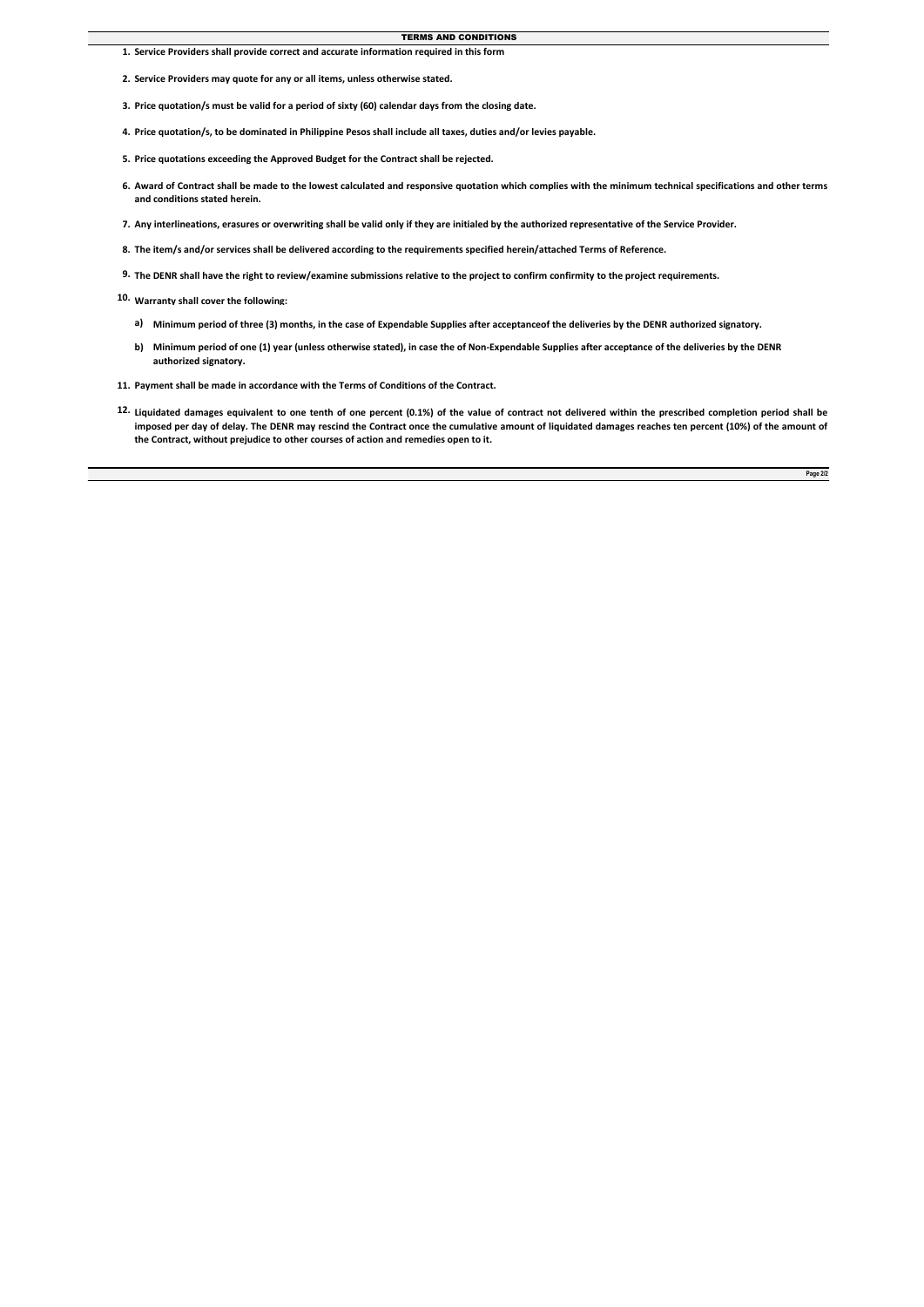## TERMS AND CONDITIONS

1. Service Providers shall provide correct and accurate information required in this form
2. Service Providers may quote for any or all items, unless otherwise stated.
3. Price quotation/s must be valid for a period of sixty (60) calendar days from the closing date.
4. Price quotation/s, to be dominated in Philippine Pesos shall include all taxes, duties and/or levies payable.
5. Price quotations exceeding the Approved Budget for the Contract shall be rejected.
6. Award of Contract shall be made to the lowest calculated and responsive quotation which complies with the minimum technical specifications and other terms and conditions stated herein.
7. Any interlineations, erasures or overwriting shall be valid only if they are initialed by the authorized representative of the Service Provider.
8. The item/s and/or services shall be delivered according to the requirements specified herein/attached Terms of Reference.
9. The DENR shall have the right to review/examine submissions relative to the project to confirm confirmity to the project requirements.
10. Warranty shall cover the following:
    a) Minimum period of three (3) months, in the case of Expendable Supplies after acceptanceof the deliveries by the DENR authorized signatory.
    b) Minimum period of one (1) year (unless otherwise stated), in case the of Non-Expendable Supplies after acceptance of the deliveries by the DENR authorized signatory.
11. Payment shall be made in accordance with the Terms of Conditions of the Contract.
12. Liquidated damages equivalent to one tenth of one percent (0.1%) of the value of contract not delivered within the prescribed completion period shall be imposed per day of delay. The DENR may rescind the Contract once the cumulative amount of liquidated damages reaches ten percent (10%) of the amount of the Contract, without prejudice to other courses of action and remedies open to it.